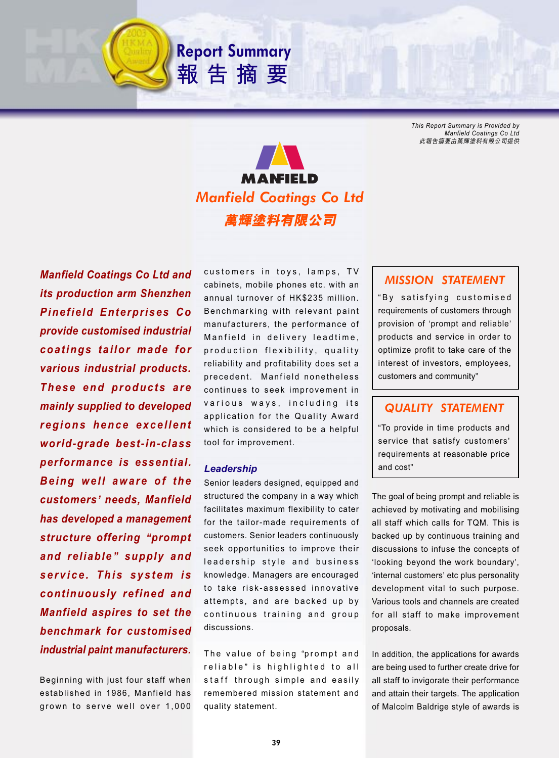# Report Summary
# 報告摘要

*This Report Summary is Provided by Manfield Coatings Co Ltd*
*此報告摘要由萬輝塗料有限公司提供*

MANFIELD

## *Manfield Coatings Co Ltd*
## *萬輝塗料有限公司*

***Manfield Coatings Co Ltd and its production arm Shenzhen Pinefield Enterprises Co provide customised industrial coatings tailor made for various industrial products. These end products are mainly supplied to developed regions hence excellent world-grade best-in-class performance is essential. Being well aware of the customers' needs, Manfield has developed a management structure offering "prompt and reliable" supply and service. This system is continuously refined and Manfield aspires to set the benchmark for customised industrial paint manufacturers.***

Beginning with just four staff when established in 1986, Manfield has grown to serve well over 1,000 customers in toys, lamps, TV cabinets, mobile phones etc. with an annual turnover of HK$235 million. Benchmarking with relevant paint manufacturers, the performance of Manfield in delivery leadtime, production flexibility, quality reliability and profitability does set a precedent. Manfield nonetheless continues to seek improvement in various ways, including its application for the Quality Award which is considered to be a helpful tool for improvement.

### *Leadership*

Senior leaders designed, equipped and structured the company in a way which facilitates maximum flexibility to cater for the tailor-made requirements of customers. Senior leaders continuously seek opportunities to improve their leadership style and business knowledge. Managers are encouraged to take risk-assessed innovative attempts, and are backed up by continuous training and group discussions.

The value of being "prompt and reliable" is highlighted to all staff through simple and easily remembered mission statement and quality statement.

> **MISSION STATEMENT**
>
> "By satisfying customised requirements of customers through provision of 'prompt and reliable' products and service in order to optimize profit to take care of the interest of investors, employees, customers and community"

> **QUALITY STATEMENT**
>
> "To provide in time products and service that satisfy customers' requirements at reasonable price and cost"

The goal of being prompt and reliable is achieved by motivating and mobilising all staff which calls for TQM. This is backed up by continuous training and discussions to infuse the concepts of 'looking beyond the work boundary', 'internal customers' etc plus personality development vital to such purpose. Various tools and channels are created for all staff to make improvement proposals.

In addition, the applications for awards are being used to further create drive for all staff to invigorate their performance and attain their targets. The application of Malcolm Baldrige style of awards is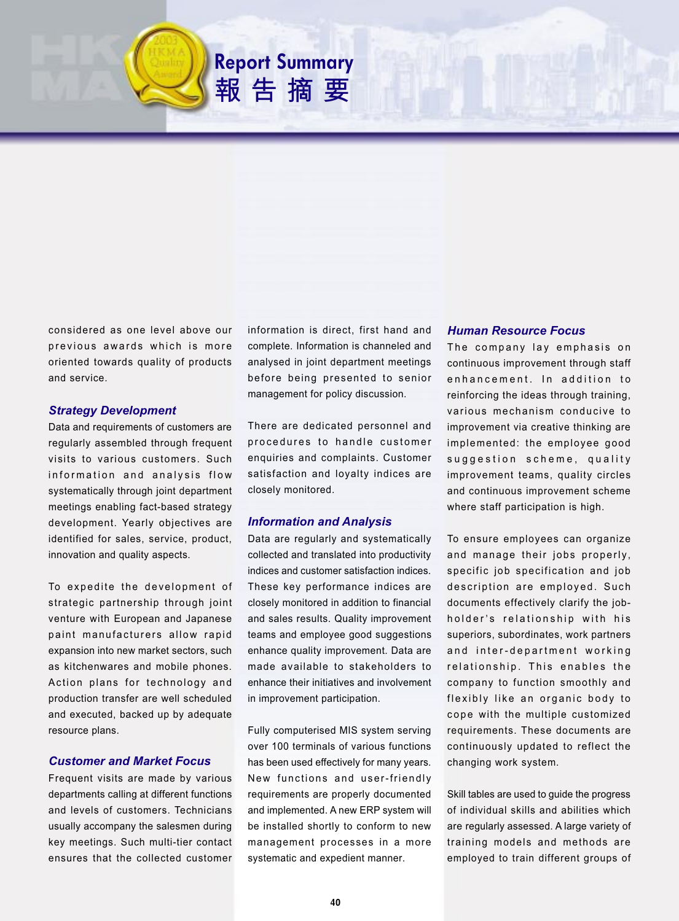# Report Summary
# 報告摘要

considered as one level above our previous awards which is more oriented towards quality of products and service.

### *Strategy Development*

Data and requirements of customers are regularly assembled through frequent visits to various customers. Such information and analysis flow systematically through joint department meetings enabling fact-based strategy development. Yearly objectives are identified for sales, service, product, innovation and quality aspects.

To expedite the development of strategic partnership through joint venture with European and Japanese paint manufacturers allow rapid expansion into new market sectors, such as kitchenwares and mobile phones. Action plans for technology and production transfer are well scheduled and executed, backed up by adequate resource plans.

### *Customer and Market Focus*

Frequent visits are made by various departments calling at different functions and levels of customers. Technicians usually accompany the salesmen during key meetings. Such multi-tier contact ensures that the collected customer information is direct, first hand and complete. Information is channeled and analysed in joint department meetings before being presented to senior management for policy discussion.

There are dedicated personnel and procedures to handle customer enquiries and complaints. Customer satisfaction and loyalty indices are closely monitored.

### *Information and Analysis*

Data are regularly and systematically collected and translated into productivity indices and customer satisfaction indices. These key performance indices are closely monitored in addition to financial and sales results. Quality improvement teams and employee good suggestions enhance quality improvement. Data are made available to stakeholders to enhance their initiatives and involvement in improvement participation.

Fully computerised MIS system serving over 100 terminals of various functions has been used effectively for many years. New functions and user-friendly requirements are properly documented and implemented. A new ERP system will be installed shortly to conform to new management processes in a more systematic and expedient manner.

### *Human Resource Focus*

The company lay emphasis on continuous improvement through staff enhancement. In addition to reinforcing the ideas through training, various mechanism conducive to improvement via creative thinking are implemented: the employee good suggestion scheme, quality improvement teams, quality circles and continuous improvement scheme where staff participation is high.

To ensure employees can organize and manage their jobs properly, specific job specification and job description are employed. Such documents effectively clarify the job-holder's relationship with his superiors, subordinates, work partners and inter-department working relationship. This enables the company to function smoothly and flexibly like an organic body to cope with the multiple customized requirements. These documents are continuously updated to reflect the changing work system.

Skill tables are used to guide the progress of individual skills and abilities which are regularly assessed. A large variety of training models and methods are employed to train different groups of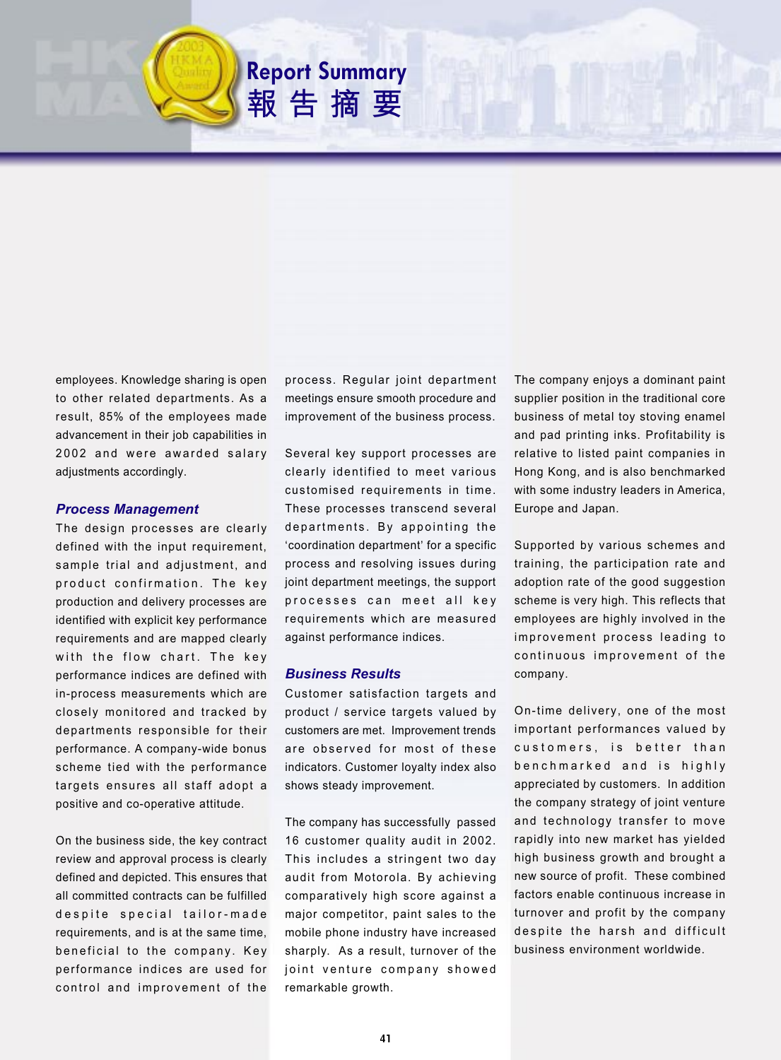# Report Summary 報告摘要

employees. Knowledge sharing is open to other related departments. As a result, 85% of the employees made advancement in their job capabilities in 2002 and were awarded salary adjustments accordingly.

### *Process Management*

The design processes are clearly defined with the input requirement, sample trial and adjustment, and product confirmation. The key production and delivery processes are identified with explicit key performance requirements and are mapped clearly with the flow chart. The key performance indices are defined with in-process measurements which are closely monitored and tracked by departments responsible for their performance. A company-wide bonus scheme tied with the performance targets ensures all staff adopt a positive and co-operative attitude.

On the business side, the key contract review and approval process is clearly defined and depicted. This ensures that all committed contracts can be fulfilled despite special tailor-made requirements, and is at the same time, beneficial to the company. Key performance indices are used for control and improvement of the process. Regular joint department meetings ensure smooth procedure and improvement of the business process.

Several key support processes are clearly identified to meet various customised requirements in time. These processes transcend several departments. By appointing the 'coordination department' for a specific process and resolving issues during joint department meetings, the support processes can meet all key requirements which are measured against performance indices.

### *Business Results*

Customer satisfaction targets and product / service targets valued by customers are met. Improvement trends are observed for most of these indicators. Customer loyalty index also shows steady improvement.

The company has successfully passed 16 customer quality audit in 2002. This includes a stringent two day audit from Motorola. By achieving comparatively high score against a major competitor, paint sales to the mobile phone industry have increased sharply. As a result, turnover of the joint venture company showed remarkable growth.

The company enjoys a dominant paint supplier position in the traditional core business of metal toy stoving enamel and pad printing inks. Profitability is relative to listed paint companies in Hong Kong, and is also benchmarked with some industry leaders in America, Europe and Japan.

Supported by various schemes and training, the participation rate and adoption rate of the good suggestion scheme is very high. This reflects that employees are highly involved in the improvement process leading to continuous improvement of the company.

On-time delivery, one of the most important performances valued by customers, is better than benchmarked and is highly appreciated by customers. In addition the company strategy of joint venture and technology transfer to move rapidly into new market has yielded high business growth and brought a new source of profit. These combined factors enable continuous increase in turnover and profit by the company despite the harsh and difficult business environment worldwide.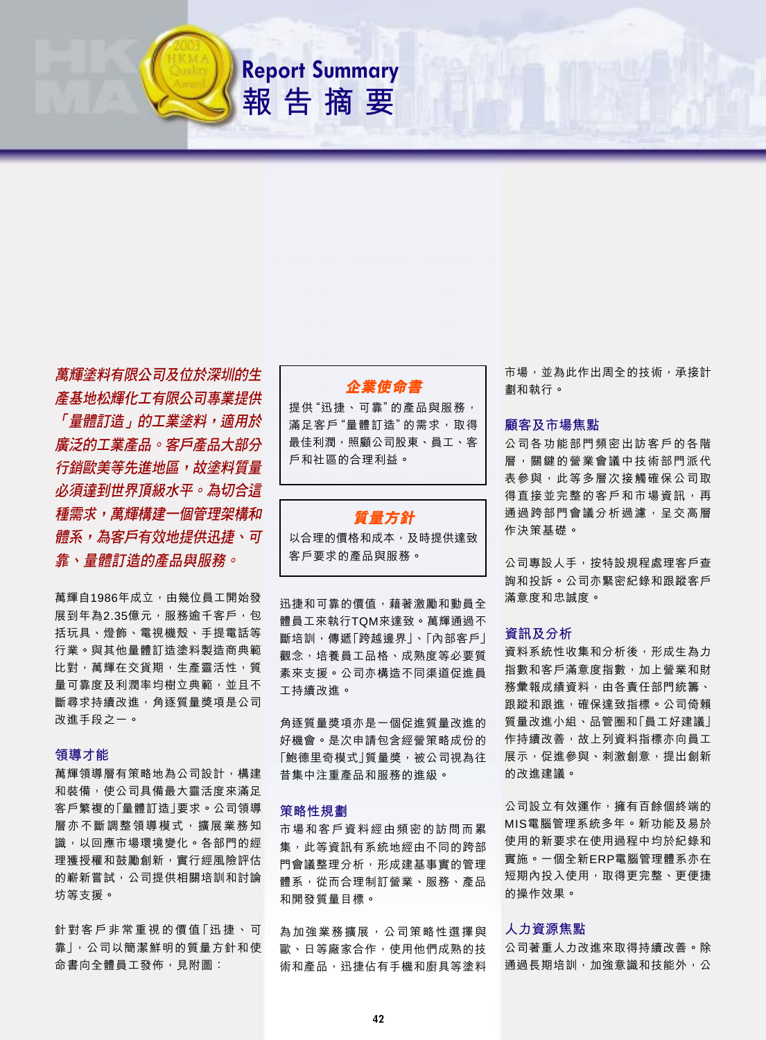# Report Summary 報告摘要

***萬輝塗料有限公司及位於深圳的生產基地松輝化工有限公司專業提供「量體訂造」的工業塗料，適用於廣泛的工業產品。客戶產品大部分行銷歐美等先進地區，故塗料質量必須達到世界頂級水平。為切合這種需求，萬輝構建一個管理架構和體系，為客戶有效地提供迅捷、可靠、量體訂造的產品與服務。***

萬輝自1986年成立，由幾位員工開始發展到年為2.35億元，服務逾千客戶，包括玩具、燈飾、電視機殼、手提電話等行業。與其他量體訂造塗料製造商典範比對，萬輝在交貨期，生產靈活性，質量可靠度及利潤率均樹立典範，並且不斷尋求持續改進，角逐質量獎項是公司改進手段之一。

## 領導才能

萬輝領導層有策略地為公司設計，構建和裝備，使公司具備最大靈活度來滿足客戶繁複的「量體訂造」要求。公司領導層亦不斷調整領導模式，擴展業務知識，以回應市場環境變化。各部門的經理獲授權和鼓勵創新，實行經風險評估的嶄新嘗試，公司提供相關培訓和討論坊等支援。

針對客戶非常重視的價值「迅捷、可靠」，公司以簡潔鮮明的質量方針和使命書向全體員工發佈，見附圖：

> **企業使命書**
>
> 提供"迅捷、可靠"的產品與服務，滿足客戶"量體訂造"的需求，取得最佳利潤，照顧公司股東、員工、客戶和社區的合理利益。

> **質量方針**
>
> 以合理的價格和成本，及時提供達致客戶要求的產品與服務。

迅捷和可靠的價值，藉著激勵和動員全體員工來執行TQM來達致。萬輝通過不斷培訓，傳遞「跨越邊界」、「內部客戶」觀念，培養員工品格、成熟度等必要質素來支援。公司亦構造不同渠道促進員工持續改進。

角逐質量獎項亦是一個促進質量改進的好機會。是次申請包含經營策略成份的「鮑德里奇模式」質量獎，被公司視為往昔集中注重產品和服務的進級。

## 策略性規劃

市場和客戶資料經由頻密的訪問而累集，此等資訊有系統地經由不同的跨部門會議整理分析，形成建基事實的管理體系，從而合理制訂營業、服務、產品和開發質量目標。

為加強業務擴展，公司策略性選擇與歐、日等廠家合作，使用他們成熟的技術和產品，迅捷佔有手機和廚具等塗料市場，並為此作出周全的技術，承接計劃和執行。

## 顧客及市場焦點

公司各功能部門頻密出訪客戶的各階層，關鍵的營業會議中技術部門派代表參與，此等多層次接觸確保公司取得直接並完整的客戶和市場資訊，再通過跨部門會議分析過濾，呈交高層作決策基礎。

公司專設人手，按特設規程處理客戶查詢和投訴。公司亦緊密紀錄和跟蹤客戶滿意度和忠誠度。

## 資訊及分析

資料系統性收集和分析後，形成生為力指數和客戶滿意度指數，加上營業和財務彙報成績資料，由各責任部門統籌、跟蹤和跟進，確保達致指標。公司倚賴質量改進小組、品管圈和「員工好建議」作持續改善，故上列資料指標亦向員工展示，促進參與、刺激創意，提出創新的改進建議。

公司設立有效運作，擁有百餘個終端的MIS電腦管理系統多年。新功能及易於使用的新要求在使用過程中均於紀錄和實施。一個全新ERP電腦管理體系亦在短期內投入使用，取得更完整、更便捷的操作效果。

## 人力資源焦點

公司著重人力改進來取得持續改善。除通過長期培訓，加強意識和技能外，公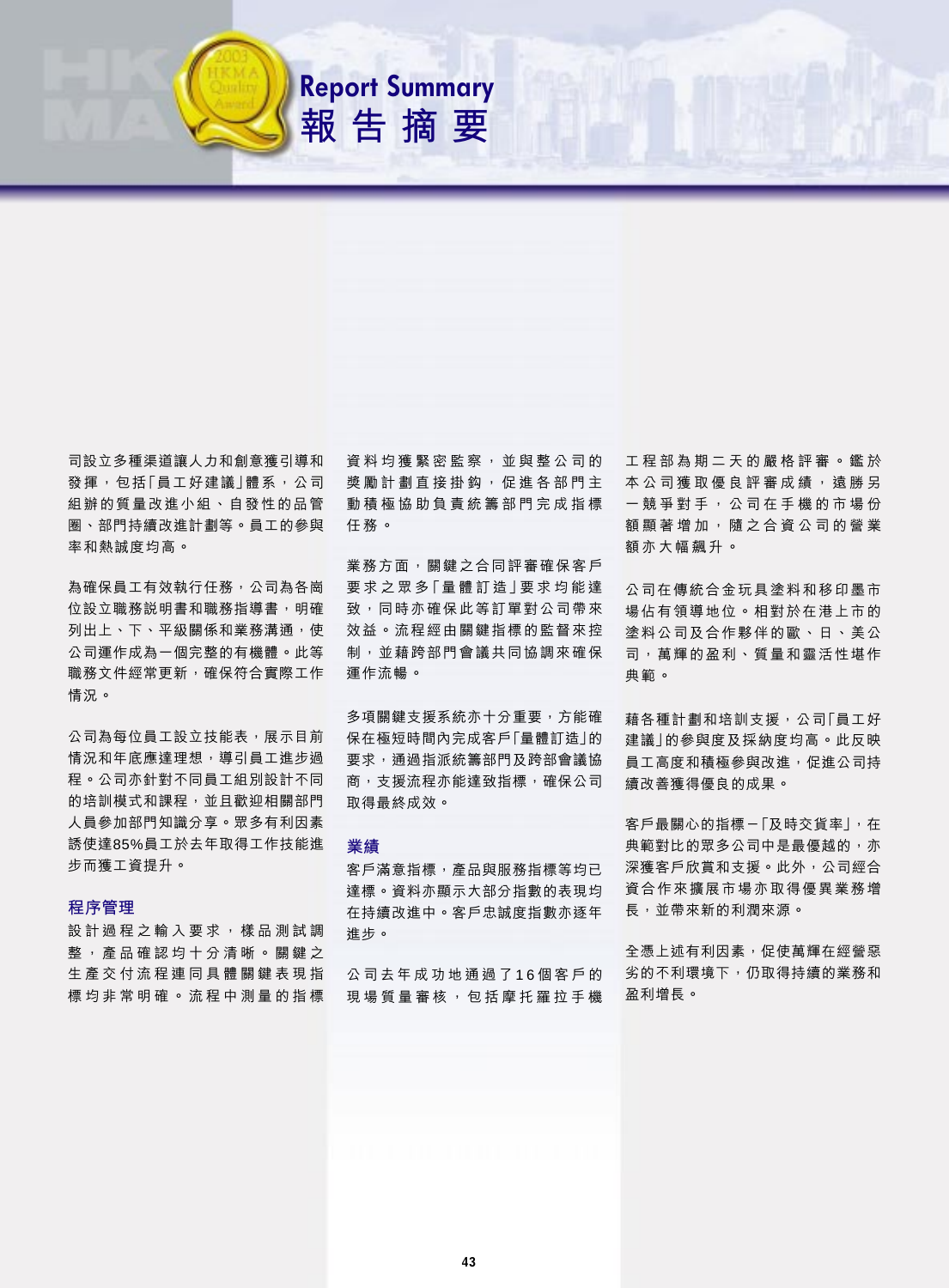# Report Summary 報告摘要

司設立多種渠道讓人力和創意獲引導和發揮，包括「員工好建議」體系，公司組辦的質量改進小組、自發性的品管圈、部門持續改進計劃等。員工的參與率和熱誠度均高。

為確保員工有效執行任務，公司為各崗位設立職務説明書和職務指導書，明確列出上、下、平級關係和業務溝通，使公司運作成為一個完整的有機體。此等職務文件經常更新，確保符合實際工作情況。

公司為每位員工設立技能表，展示目前情況和年底應達理想，導引員工進步過程。公司亦針對不同員工組別設計不同的培訓模式和課程，並且歡迎相關部門人員參加部門知識分享。眾多有利因素誘使達85%員工於去年取得工作技能進步而獲工資提升。

## 程序管理

設計過程之輸入要求，樣品測試調整，產品確認均十分清晰。關鍵之生產交付流程連同具體關鍵表現指標均非常明確。流程中測量的指標資料均獲緊密監察，並與整公司的獎勵計劃直接掛鈎，促進各部門主動積極協助負責統籌部門完成指標任務。

業務方面，關鍵之合同評審確保客戶要求之眾多「量體訂造」要求均能達致，同時亦確保此等訂單對公司帶來效益。流程經由關鍵指標的監督來控制，並藉跨部門會議共同協調來確保運作流暢。

多項關鍵支援系統亦十分重要，方能確保在極短時間內完成客戶「量體訂造」的要求，通過指派統籌部門及跨部會議協商，支援流程亦能達致指標，確保公司取得最終成效。

## 業績

客戶滿意指標，產品與服務指標等均已達標。資料亦顯示大部分指數的表現均在持續改進中。客戶忠誠度指數亦逐年進步。

公司去年成功地通過了16個客戶的現場質量審核，包括摩托羅拉手機工程部為期二天的嚴格評審。鑑於本公司獲取優良評審成績，遠勝另一競爭對手，公司在手機的市場份額顯著增加，隨之合資公司的營業額亦大幅飆升。

公司在傳統合金玩具塗料和移印墨市場佔有領導地位。相對於在港上市的塗料公司及合作夥伴的歐、日、美公司，萬輝的盈利、質量和靈活性堪作典範。

藉各種計劃和培訓支援，公司「員工好建議」的參與度及採納度均高。此反映員工高度和積極參與改進，促進公司持續改善獲得優良的成果。

客戶最關心的指標－「及時交貨率」，在典範對比的眾多公司中是最優越的，亦深獲客戶欣賞和支援。此外，公司經合資合作來擴展市場亦取得優異業務增長，並帶來新的利潤來源。

全憑上述有利因素，促使萬輝在經營惡劣的不利環境下，仍取得持續的業務和盈利增長。